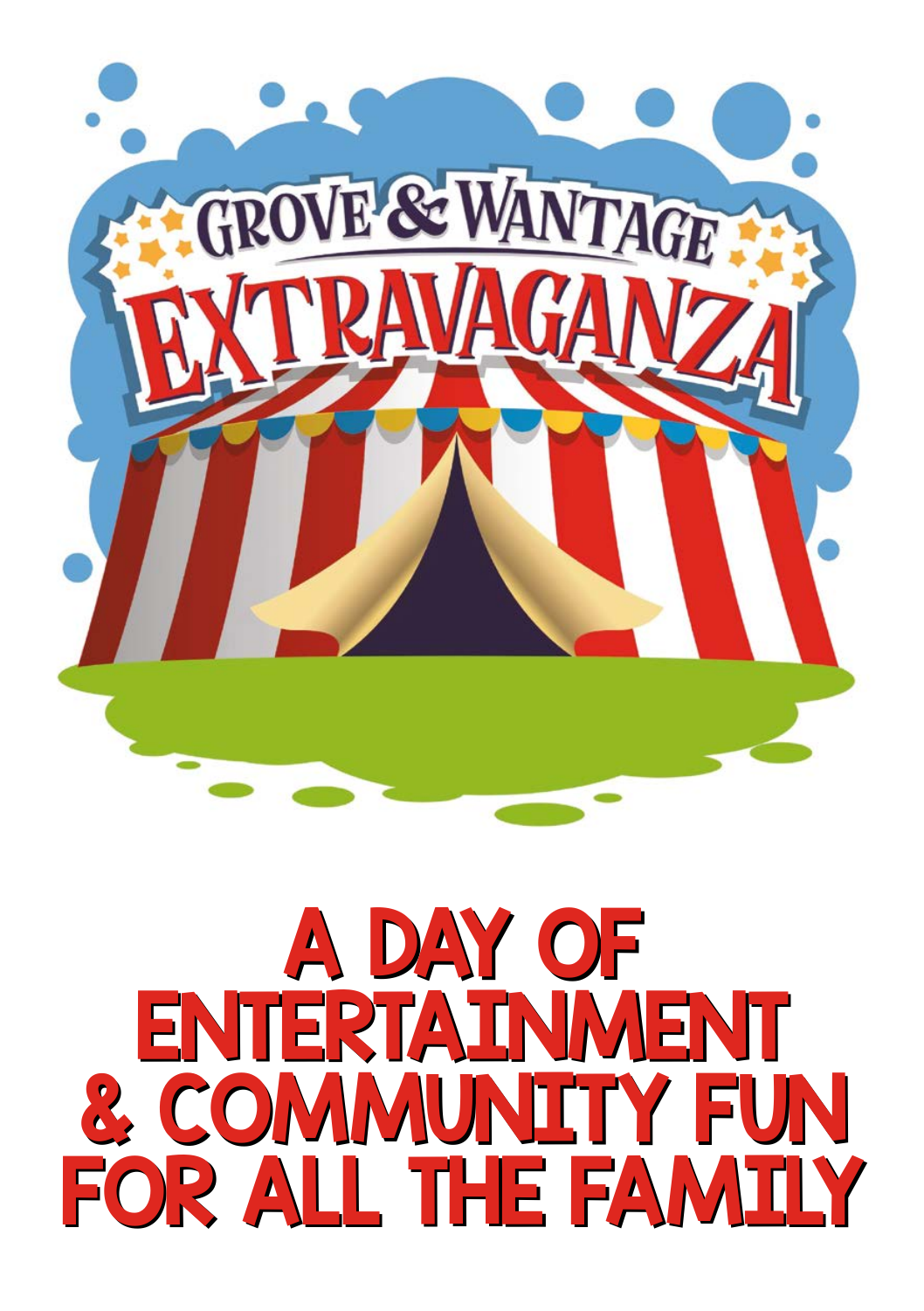# GROVE & WANTAGE EXTRAVAGANZA

# A DAY OF ENTERTAINMENT & COMMUNITY FUN FOR ALL THE FAMILY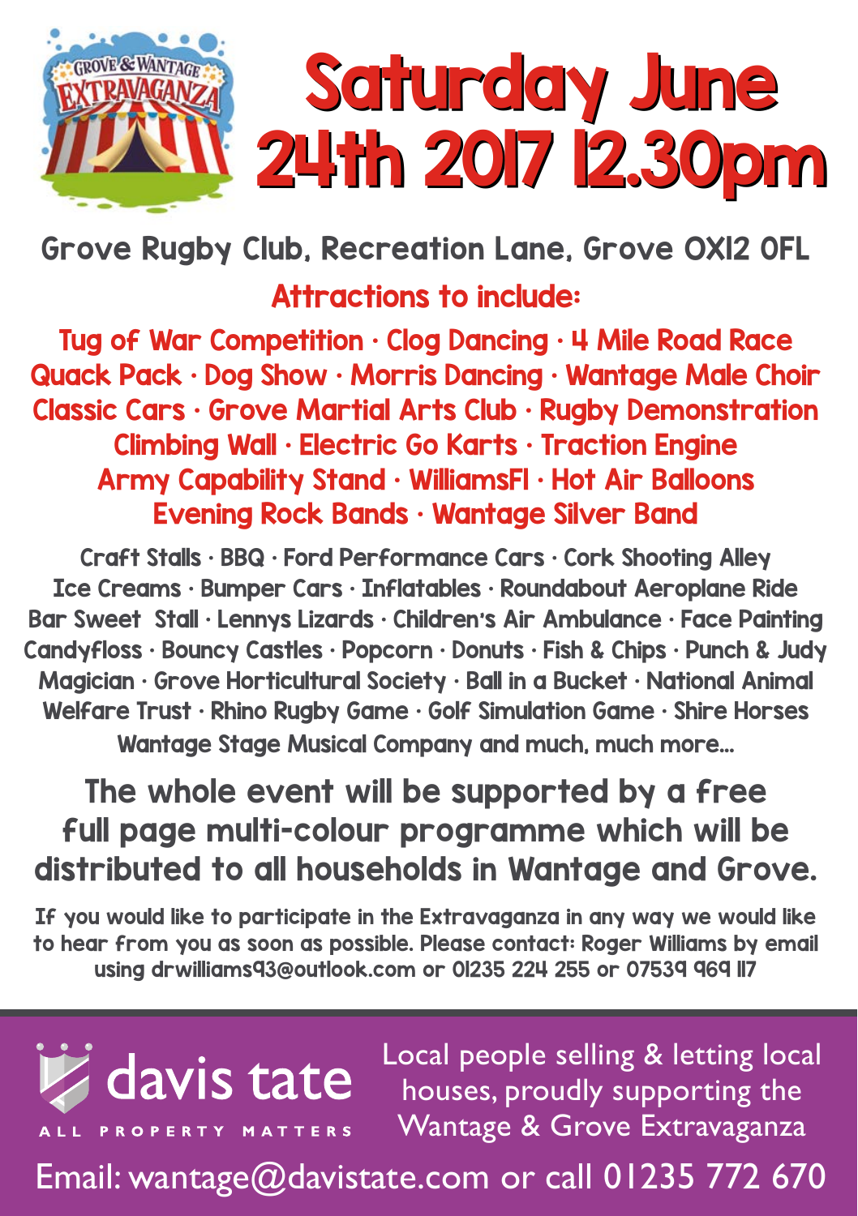GROVE & WANTAGE EXTRAVAGANZA

# Saturday June 24th 2017 12.30pm

## Grove Rugby Club, Recreation Lane, Grove OX12 0FL

### Attractions to include:

**Tug of War Competition · Clog Dancing · 4 Mile Road Race
Quack Pack · Dog Show · Morris Dancing · Wantage Male Choir
Classic Cars · Grove Martial Arts Club · Rugby Demonstration
Climbing Wall · Electric Go Karts · Traction Engine
Army Capability Stand · WilliamsF1 · Hot Air Balloons
Evening Rock Bands · Wantage Silver Band**

Craft Stalls · BBQ · Ford Performance Cars · Cork Shooting Alley
Ice Creams · Bumper Cars · Inflatables · Roundabout Aeroplane Ride
Bar Sweet Stall · Lennys Lizards · Children's Air Ambulance · Face Painting
Candyfloss · Bouncy Castles · Popcorn · Donuts · Fish & Chips · Punch & Judy
Magician · Grove Horticultural Society · Ball in a Bucket · National Animal
Welfare Trust · Rhino Rugby Game · Golf Simulation Game · Shire Horses
Wantage Stage Musical Company and much, much more...

**The whole event will be supported by a free full page multi-colour programme which will be distributed to all households in Wantage and Grove.**

If you would like to participate in the Extravaganza in any way we would like to hear from you as soon as possible. Please contact: Roger Williams by email using drwilliams93@outlook.com or 01235 224 255 or 07539 969 117

davis tate
ALL PROPERTY MATTERS

Local people selling & letting local houses, proudly supporting the Wantage & Grove Extravaganza

Email: wantage@davistate.com or call 01235 772 670